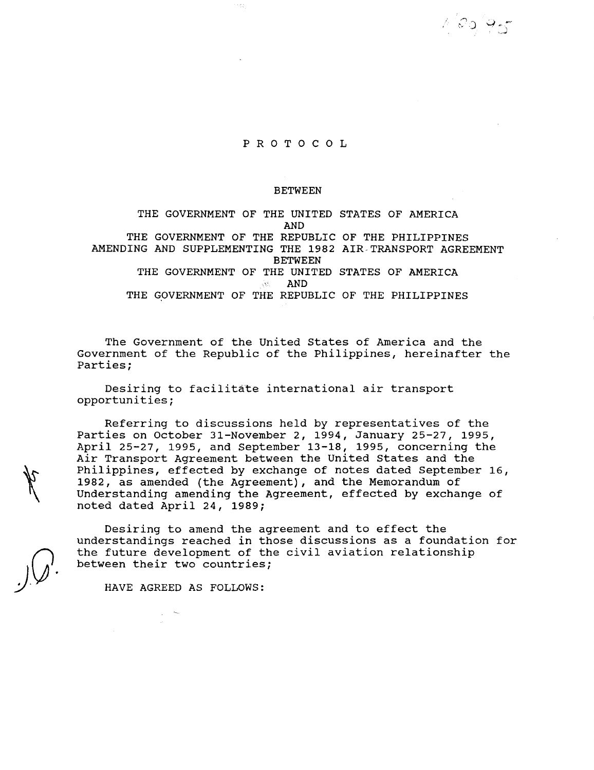# PROTOCOL

BETWEEN

THE GOVERNMENT OF THE UNITED STATES OF AMERICA
AND
THE GOVERNMENT OF THE REPUBLIC OF THE PHILIPPINES
AMENDING AND SUPPLEMENTING THE 1982 AIR TRANSPORT AGREEMENT
BETWEEN
THE GOVERNMENT OF THE UNITED STATES OF AMERICA
AND
THE GOVERNMENT OF THE REPUBLIC OF THE PHILIPPINES

The Government of the United States of America and the Government of the Republic of the Philippines, hereinafter the Parties;

Desiring to facilitate international air transport opportunities;

Referring to discussions held by representatives of the Parties on October 31-November 2, 1994, January 25-27, 1995, April 25-27, 1995, and September 13-18, 1995, concerning the Air Transport Agreement between the United States and the Philippines, effected by exchange of notes dated September 16, 1982, as amended (the Agreement), and the Memorandum of Understanding amending the Agreement, effected by exchange of noted dated April 24, 1989;

Desiring to amend the agreement and to effect the understandings reached in those discussions as a foundation for the future development of the civil aviation relationship between their two countries;

HAVE AGREED AS FOLLOWS: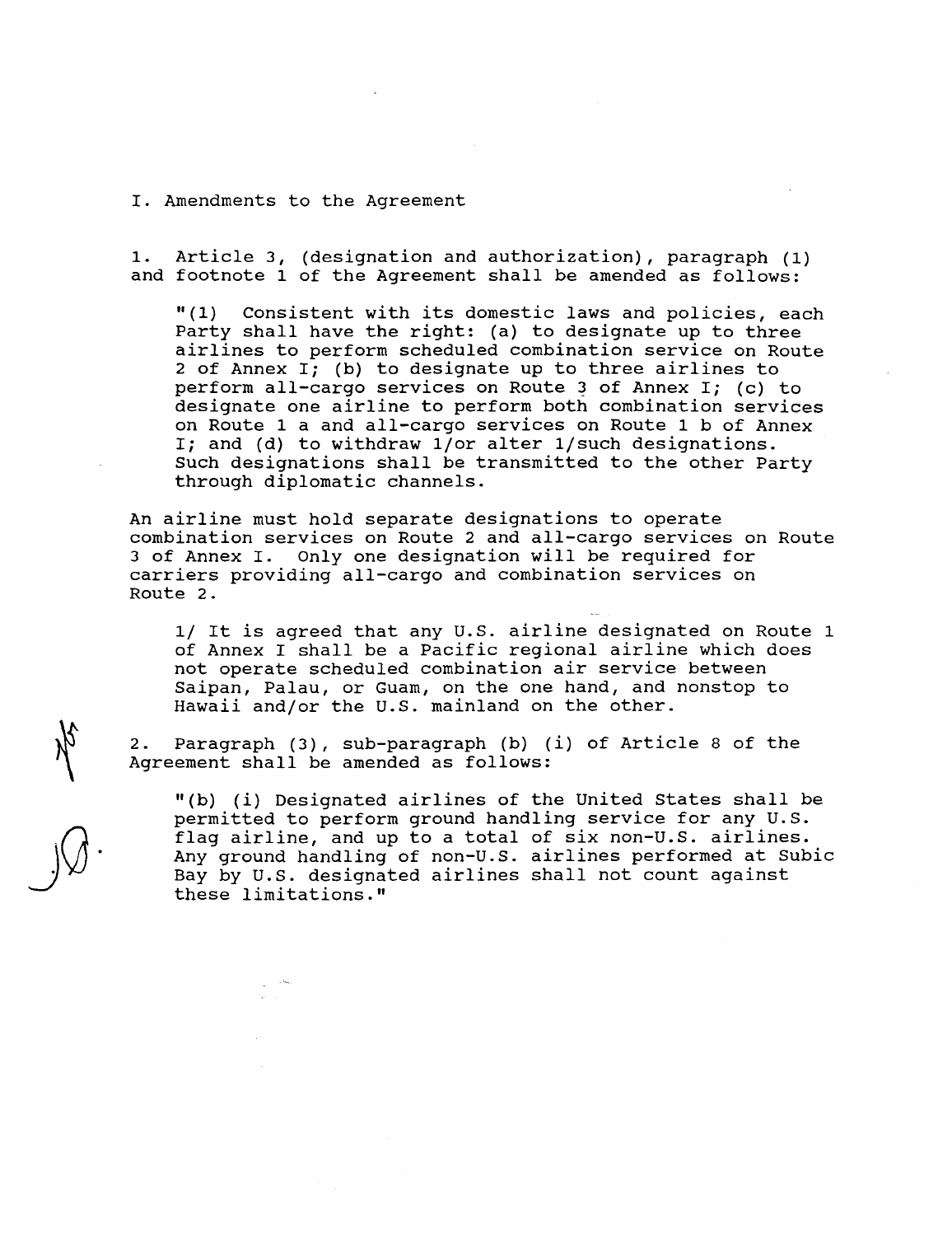I. Amendments to the Agreement

1. Article 3, (designation and authorization), paragraph (1) and footnote 1 of the Agreement shall be amended as follows:

> "(1) Consistent with its domestic laws and policies, each Party shall have the right: (a) to designate up to three airlines to perform scheduled combination service on Route 2 of Annex I; (b) to designate up to three airlines to perform all-cargo services on Route 3 of Annex I; (c) to designate one airline to perform both combination services on Route 1 a and all-cargo services on Route 1 b of Annex I; and (d) to withdraw 1/or alter 1/such designations. Such designations shall be transmitted to the other Party through diplomatic channels.

An airline must hold separate designations to operate combination services on Route 2 and all-cargo services on Route 3 of Annex I. Only one designation will be required for carriers providing all-cargo and combination services on Route 2.

> 1/ It is agreed that any U.S. airline designated on Route 1 of Annex I shall be a Pacific regional airline which does not operate scheduled combination air service between Saipan, Palau, or Guam, on the one hand, and nonstop to Hawaii and/or the U.S. mainland on the other.

2. Paragraph (3), sub-paragraph (b) (i) of Article 8 of the Agreement shall be amended as follows:

> "(b) (i) Designated airlines of the United States shall be permitted to perform ground handling service for any U.S. flag airline, and up to a total of six non-U.S. airlines. Any ground handling of non-U.S. airlines performed at Subic Bay by U.S. designated airlines shall not count against these limitations."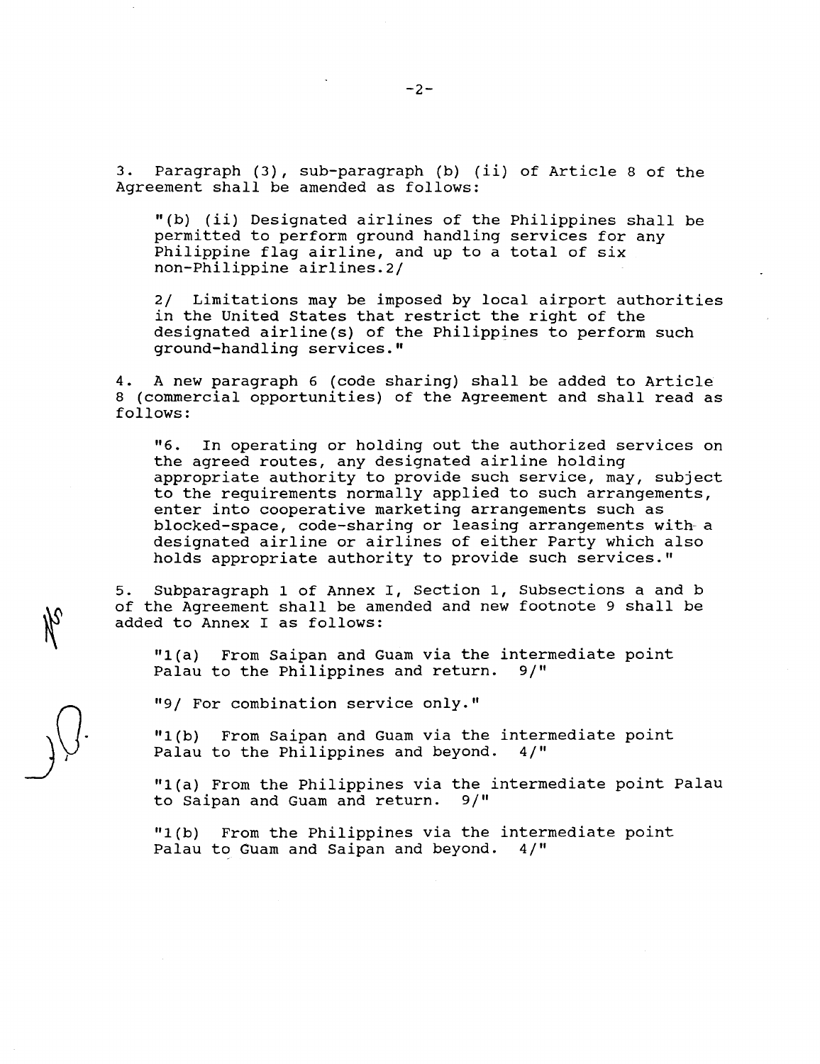3. Paragraph (3), sub-paragraph (b) (ii) of Article 8 of the Agreement shall be amended as follows:

"(b) (ii) Designated airlines of the Philippines shall be permitted to perform ground handling services for any Philippine flag airline, and up to a total of six non-Philippine airlines.2/

2/ Limitations may be imposed by local airport authorities in the United States that restrict the right of the designated airline(s) of the Philippines to perform such ground-handling services."

4. A new paragraph 6 (code sharing) shall be added to Article 8 (commercial opportunities) of the Agreement and shall read as follows:

"6. In operating or holding out the authorized services on the agreed routes, any designated airline holding appropriate authority to provide such service, may, subject to the requirements normally applied to such arrangements, enter into cooperative marketing arrangements such as blocked-space, code-sharing or leasing arrangements with a designated airline or airlines of either Party which also holds appropriate authority to provide such services."

5. Subparagraph 1 of Annex I, Section 1, Subsections a and b of the Agreement shall be amended and new footnote 9 shall be added to Annex I as follows:

"1(a) From Saipan and Guam via the intermediate point Palau to the Philippines and return. 9/"

"9/ For combination service only."

"1(b) From Saipan and Guam via the intermediate point Palau to the Philippines and beyond. 4/"

"1(a) From the Philippines via the intermediate point Palau to Saipan and Guam and return. 9/"

"1(b) From the Philippines via the intermediate point Palau to Guam and Saipan and beyond. 4/"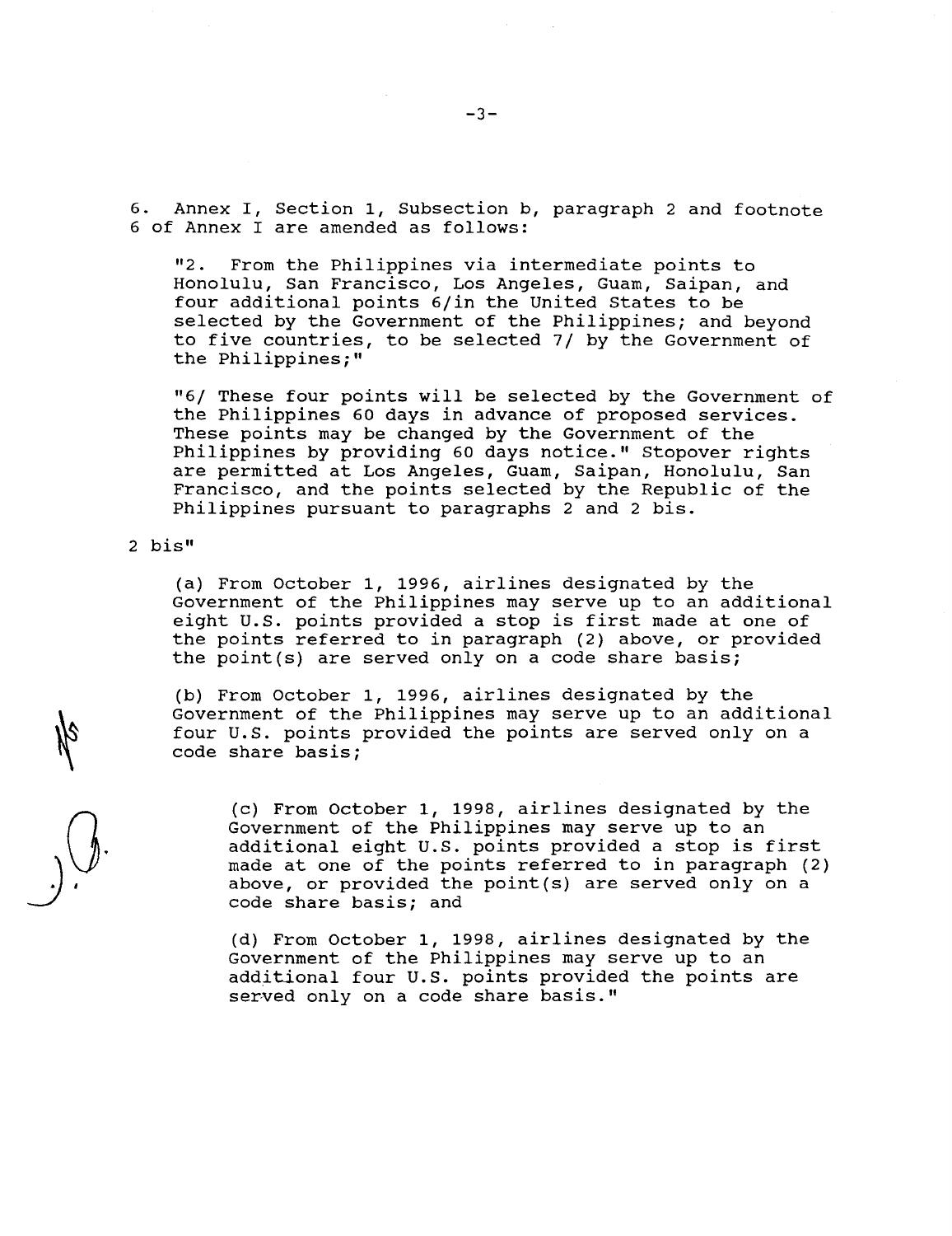6. Annex I, Section 1, Subsection b, paragraph 2 and footnote 6 of Annex I are amended as follows:

> "2. From the Philippines via intermediate points to Honolulu, San Francisco, Los Angeles, Guam, Saipan, and four additional points 6/in the United States to be selected by the Government of the Philippines; and beyond to five countries, to be selected 7/ by the Government of the Philippines;"
>
> "6/ These four points will be selected by the Government of the Philippines 60 days in advance of proposed services. These points may be changed by the Government of the Philippines by providing 60 days notice." Stopover rights are permitted at Los Angeles, Guam, Saipan, Honolulu, San Francisco, and the points selected by the Republic of the Philippines pursuant to paragraphs 2 and 2 bis.

2 bis"

> (a) From October 1, 1996, airlines designated by the Government of the Philippines may serve up to an additional eight U.S. points provided a stop is first made at one of the points referred to in paragraph (2) above, or provided the point(s) are served only on a code share basis;
>
> (b) From October 1, 1996, airlines designated by the Government of the Philippines may serve up to an additional four U.S. points provided the points are served only on a code share basis;
>
> (c) From October 1, 1998, airlines designated by the Government of the Philippines may serve up to an additional eight U.S. points provided a stop is first made at one of the points referred to in paragraph (2) above, or provided the point(s) are served only on a code share basis; and
>
> (d) From October 1, 1998, airlines designated by the Government of the Philippines may serve up to an additional four U.S. points provided the points are served only on a code share basis."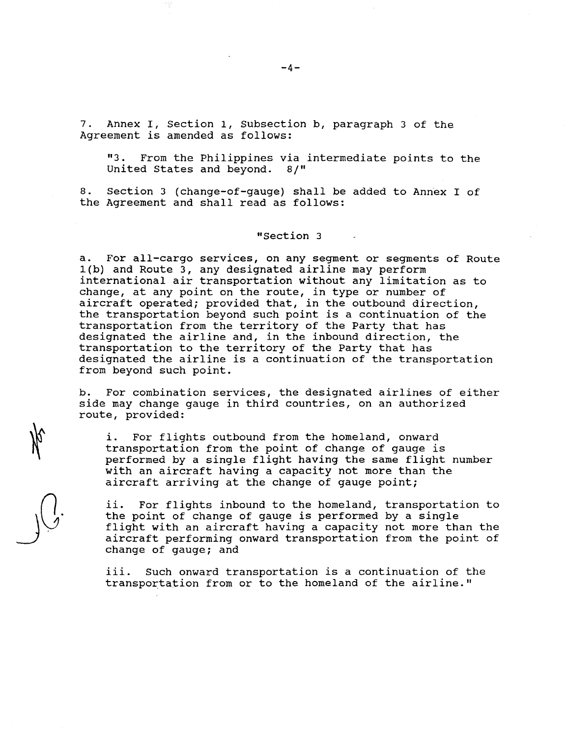7. Annex I, Section 1, Subsection b, paragraph 3 of the Agreement is amended as follows:

> "3. From the Philippines via intermediate points to the United States and beyond. 8/"

8. Section 3 (change-of-gauge) shall be added to Annex I of the Agreement and shall read as follows:

"Section 3

a. For all-cargo services, on any segment or segments of Route 1(b) and Route 3, any designated airline may perform international air transportation without any limitation as to change, at any point on the route, in type or number of aircraft operated; provided that, in the outbound direction, the transportation beyond such point is a continuation of the transportation from the territory of the Party that has designated the airline and, in the inbound direction, the transportation to the territory of the Party that has designated the airline is a continuation of the transportation from beyond such point.

b. For combination services, the designated airlines of either side may change gauge in third countries, on an authorized route, provided:

> i. For flights outbound from the homeland, onward transportation from the point of change of gauge is performed by a single flight having the same flight number with an aircraft having a capacity not more than the aircraft arriving at the change of gauge point;
>
> ii. For flights inbound to the homeland, transportation to the point of change of gauge is performed by a single flight with an aircraft having a capacity not more than the aircraft performing onward transportation from the point of change of gauge; and
>
> iii. Such onward transportation is a continuation of the transportation from or to the homeland of the airline."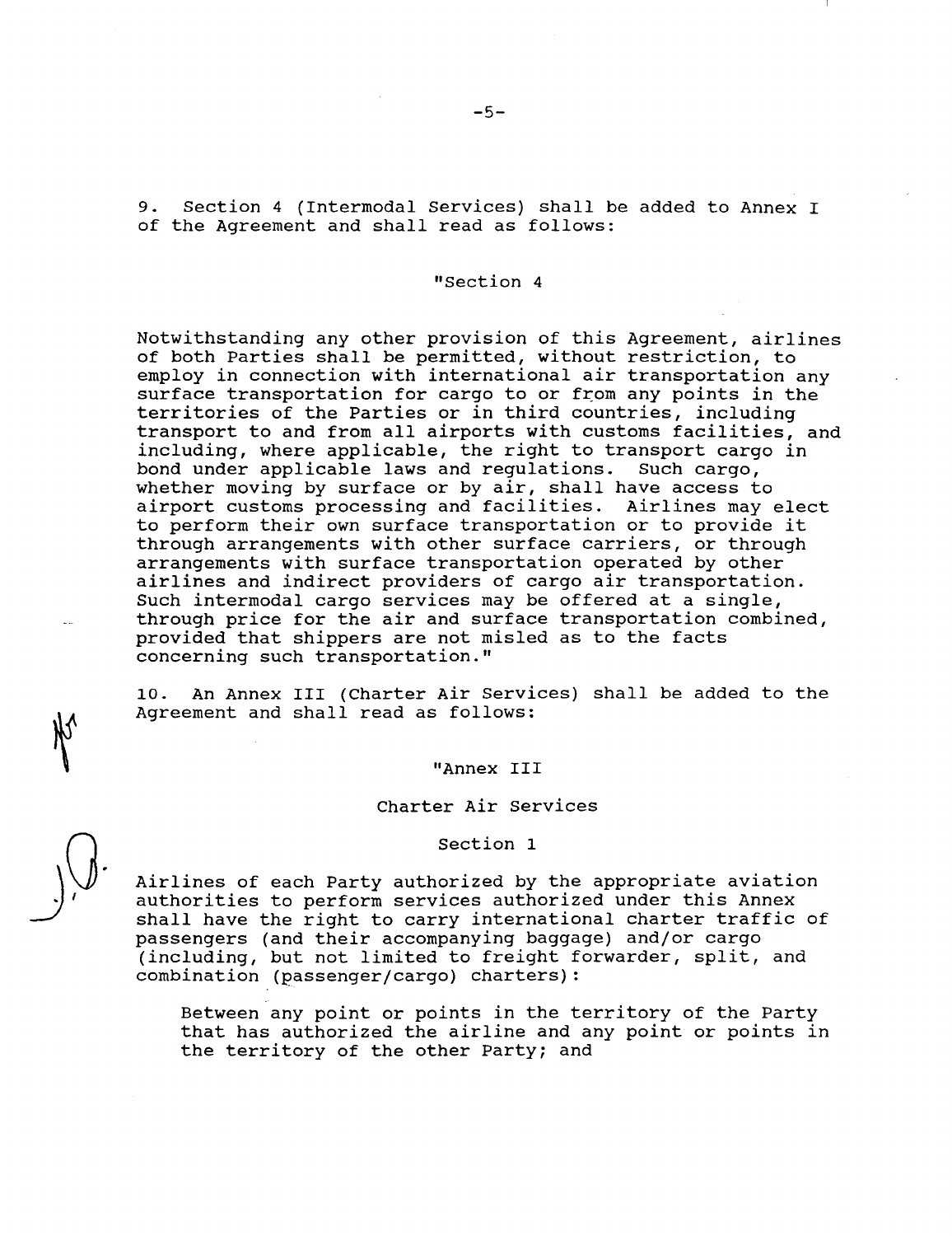9. Section 4 (Intermodal Services) shall be added to Annex I of the Agreement and shall read as follows:

"Section 4

Notwithstanding any other provision of this Agreement, airlines of both Parties shall be permitted, without restriction, to employ in connection with international air transportation any surface transportation for cargo to or from any points in the territories of the Parties or in third countries, including transport to and from all airports with customs facilities, and including, where applicable, the right to transport cargo in bond under applicable laws and regulations. Such cargo, whether moving by surface or by air, shall have access to airport customs processing and facilities. Airlines may elect to perform their own surface transportation or to provide it through arrangements with other surface carriers, or through arrangements with surface transportation operated by other airlines and indirect providers of cargo air transportation. Such intermodal cargo services may be offered at a single, through price for the air and surface transportation combined, provided that shippers are not misled as to the facts concerning such transportation."

10. An Annex III (Charter Air Services) shall be added to the Agreement and shall read as follows:

"Annex III

Charter Air Services

Section 1

Airlines of each Party authorized by the appropriate aviation authorities to perform services authorized under this Annex shall have the right to carry international charter traffic of passengers (and their accompanying baggage) and/or cargo (including, but not limited to freight forwarder, split, and combination (passenger/cargo) charters):

Between any point or points in the territory of the Party that has authorized the airline and any point or points in the territory of the other Party; and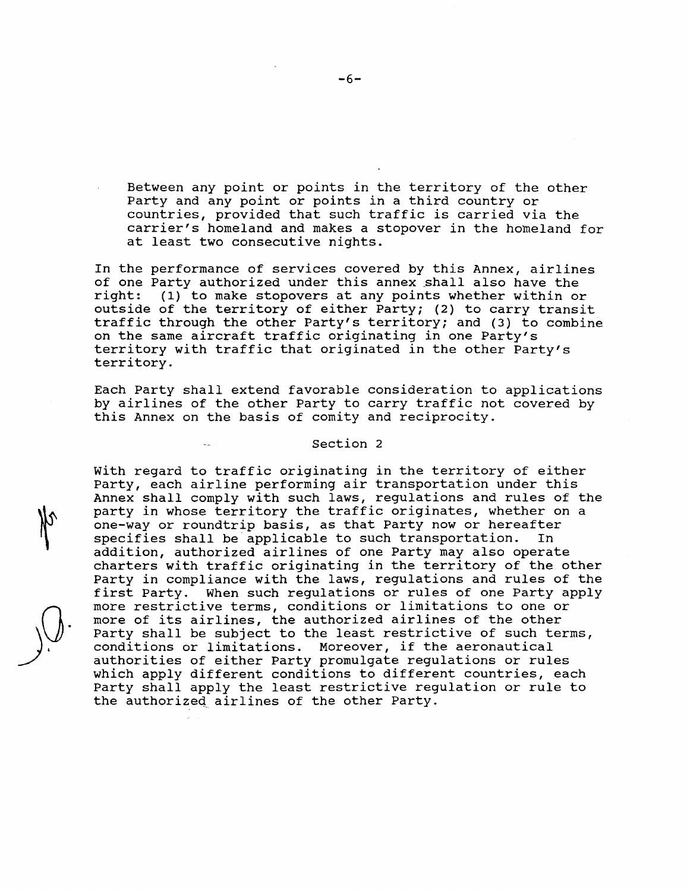Between any point or points in the territory of the other Party and any point or points in a third country or countries, provided that such traffic is carried via the carrier's homeland and makes a stopover in the homeland for at least two consecutive nights.

In the performance of services covered by this Annex, airlines of one Party authorized under this annex shall also have the right: (1) to make stopovers at any points whether within or outside of the territory of either Party; (2) to carry transit traffic through the other Party's territory; and (3) to combine on the same aircraft traffic originating in one Party's territory with traffic that originated in the other Party's territory.

Each Party shall extend favorable consideration to applications by airlines of the other Party to carry traffic not covered by this Annex on the basis of comity and reciprocity.

Section 2

With regard to traffic originating in the territory of either Party, each airline performing air transportation under this Annex shall comply with such laws, regulations and rules of the party in whose territory the traffic originates, whether on a one-way or roundtrip basis, as that Party now or hereafter specifies shall be applicable to such transportation. In addition, authorized airlines of one Party may also operate charters with traffic originating in the territory of the other Party in compliance with the laws, regulations and rules of the first Party. When such regulations or rules of one Party apply more restrictive terms, conditions or limitations to one or more of its airlines, the authorized airlines of the other Party shall be subject to the least restrictive of such terms, conditions or limitations. Moreover, if the aeronautical authorities of either Party promulgate regulations or rules which apply different conditions to different countries, each Party shall apply the least restrictive regulation or rule to the authorized airlines of the other Party.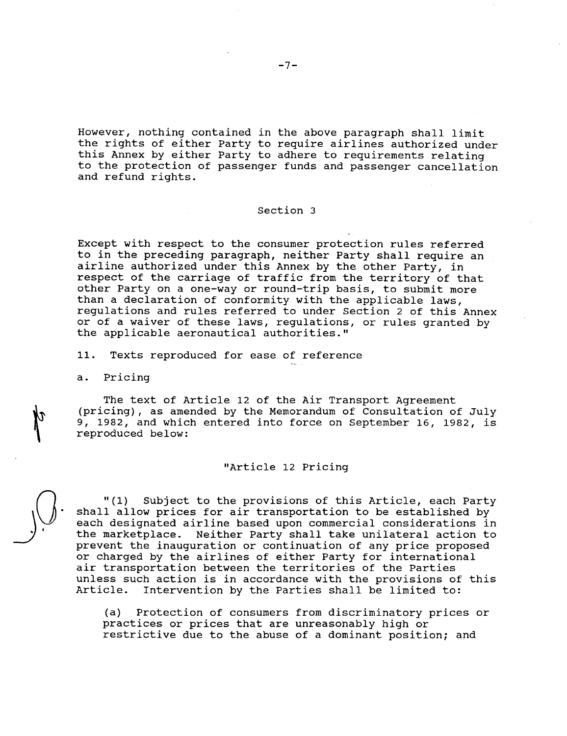However, nothing contained in the above paragraph shall limit the rights of either Party to require airlines authorized under this Annex by either Party to adhere to requirements relating to the protection of passenger funds and passenger cancellation and refund rights.

Section 3

Except with respect to the consumer protection rules referred to in the preceding paragraph, neither Party shall require an airline authorized under this Annex by the other Party, in respect of the carriage of traffic from the territory of that other Party on a one-way or round-trip basis, to submit more than a declaration of conformity with the applicable laws, regulations and rules referred to under Section 2 of this Annex or of a waiver of these laws, regulations, or rules granted by the applicable aeronautical authorities."

11. Texts reproduced for ease of reference

a. Pricing

The text of Article 12 of the Air Transport Agreement (pricing), as amended by the Memorandum of Consultation of July 9, 1982, and which entered into force on September 16, 1982, is reproduced below:

"Article 12 Pricing

"(1) Subject to the provisions of this Article, each Party shall allow prices for air transportation to be established by each designated airline based upon commercial considerations in the marketplace. Neither Party shall take unilateral action to prevent the inauguration or continuation of any price proposed or charged by the airlines of either Party for international air transportation between the territories of the Parties unless such action is in accordance with the provisions of this Article. Intervention by the Parties shall be limited to:

(a) Protection of consumers from discriminatory prices or practices or prices that are unreasonably high or restrictive due to the abuse of a dominant position; and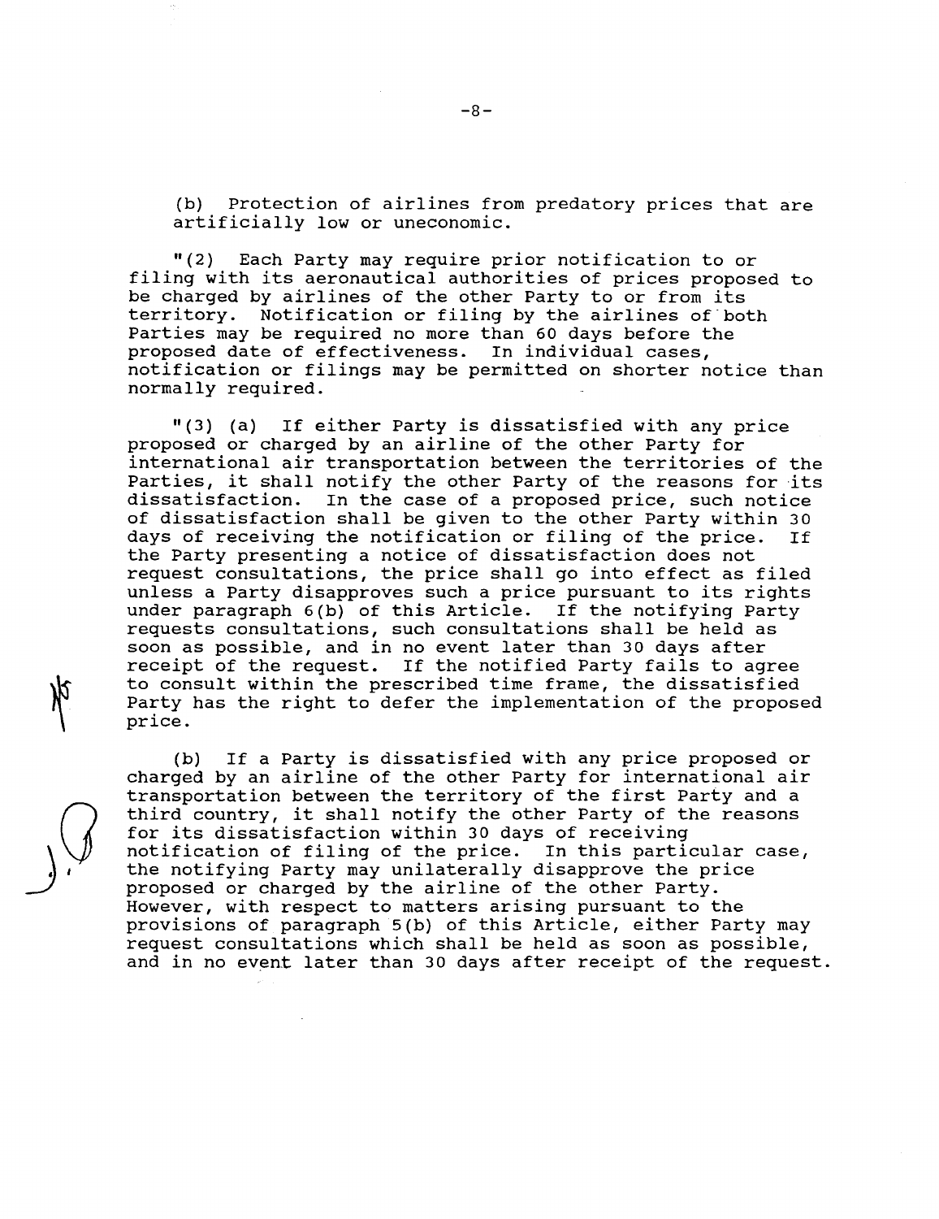(b) Protection of airlines from predatory prices that are artificially low or uneconomic.

"(2) Each Party may require prior notification to or filing with its aeronautical authorities of prices proposed to be charged by airlines of the other Party to or from its territory. Notification or filing by the airlines of both Parties may be required no more than 60 days before the proposed date of effectiveness. In individual cases, notification or filings may be permitted on shorter notice than normally required.

"(3) (a) If either Party is dissatisfied with any price proposed or charged by an airline of the other Party for international air transportation between the territories of the Parties, it shall notify the other Party of the reasons for its dissatisfaction. In the case of a proposed price, such notice of dissatisfaction shall be given to the other Party within 30 days of receiving the notification or filing of the price. If the Party presenting a notice of dissatisfaction does not request consultations, the price shall go into effect as filed unless a Party disapproves such a price pursuant to its rights under paragraph 6(b) of this Article. If the notifying Party requests consultations, such consultations shall be held as soon as possible, and in no event later than 30 days after receipt of the request. If the notified Party fails to agree to consult within the prescribed time frame, the dissatisfied Party has the right to defer the implementation of the proposed price.

(b) If a Party is dissatisfied with any price proposed or charged by an airline of the other Party for international air transportation between the territory of the first Party and a third country, it shall notify the other Party of the reasons for its dissatisfaction within 30 days of receiving notification of filing of the price. In this particular case, the notifying Party may unilaterally disapprove the price proposed or charged by the airline of the other Party. However, with respect to matters arising pursuant to the provisions of paragraph 5(b) of this Article, either Party may request consultations which shall be held as soon as possible, and in no event later than 30 days after receipt of the request.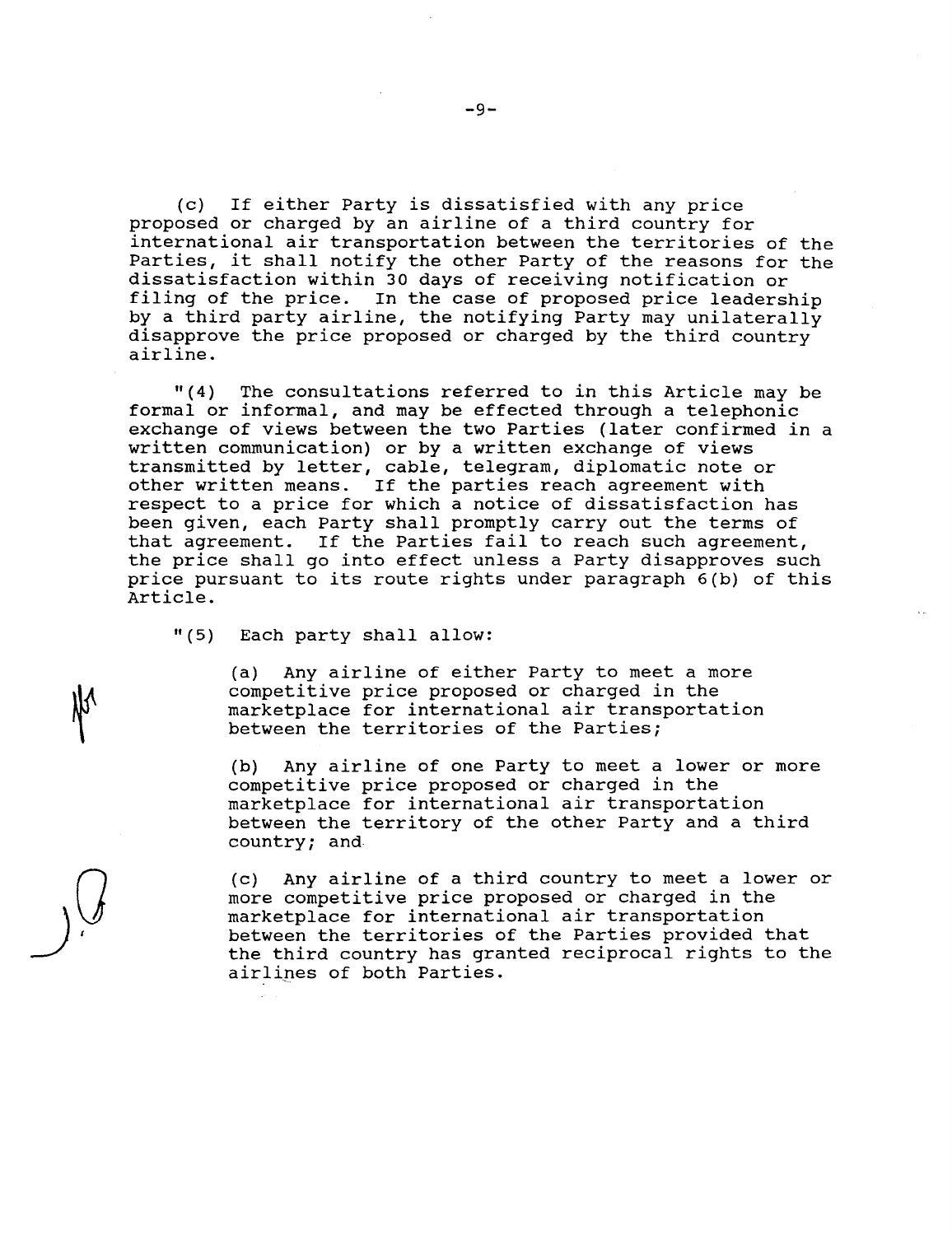(c) If either Party is dissatisfied with any price proposed or charged by an airline of a third country for international air transportation between the territories of the Parties, it shall notify the other Party of the reasons for the dissatisfaction within 30 days of receiving notification or filing of the price. In the case of proposed price leadership by a third party airline, the notifying Party may unilaterally disapprove the price proposed or charged by the third country airline.

"(4) The consultations referred to in this Article may be formal or informal, and may be effected through a telephonic exchange of views between the two Parties (later confirmed in a written communication) or by a written exchange of views transmitted by letter, cable, telegram, diplomatic note or other written means. If the parties reach agreement with respect to a price for which a notice of dissatisfaction has been given, each Party shall promptly carry out the terms of that agreement. If the Parties fail to reach such agreement, the price shall go into effect unless a Party disapproves such price pursuant to its route rights under paragraph 6(b) of this Article.

"(5) Each party shall allow:

(a) Any airline of either Party to meet a more competitive price proposed or charged in the marketplace for international air transportation between the territories of the Parties;

(b) Any airline of one Party to meet a lower or more competitive price proposed or charged in the marketplace for international air transportation between the territory of the other Party and a third country; and

(c) Any airline of a third country to meet a lower or more competitive price proposed or charged in the marketplace for international air transportation between the territories of the Parties provided that the third country has granted reciprocal rights to the airlines of both Parties.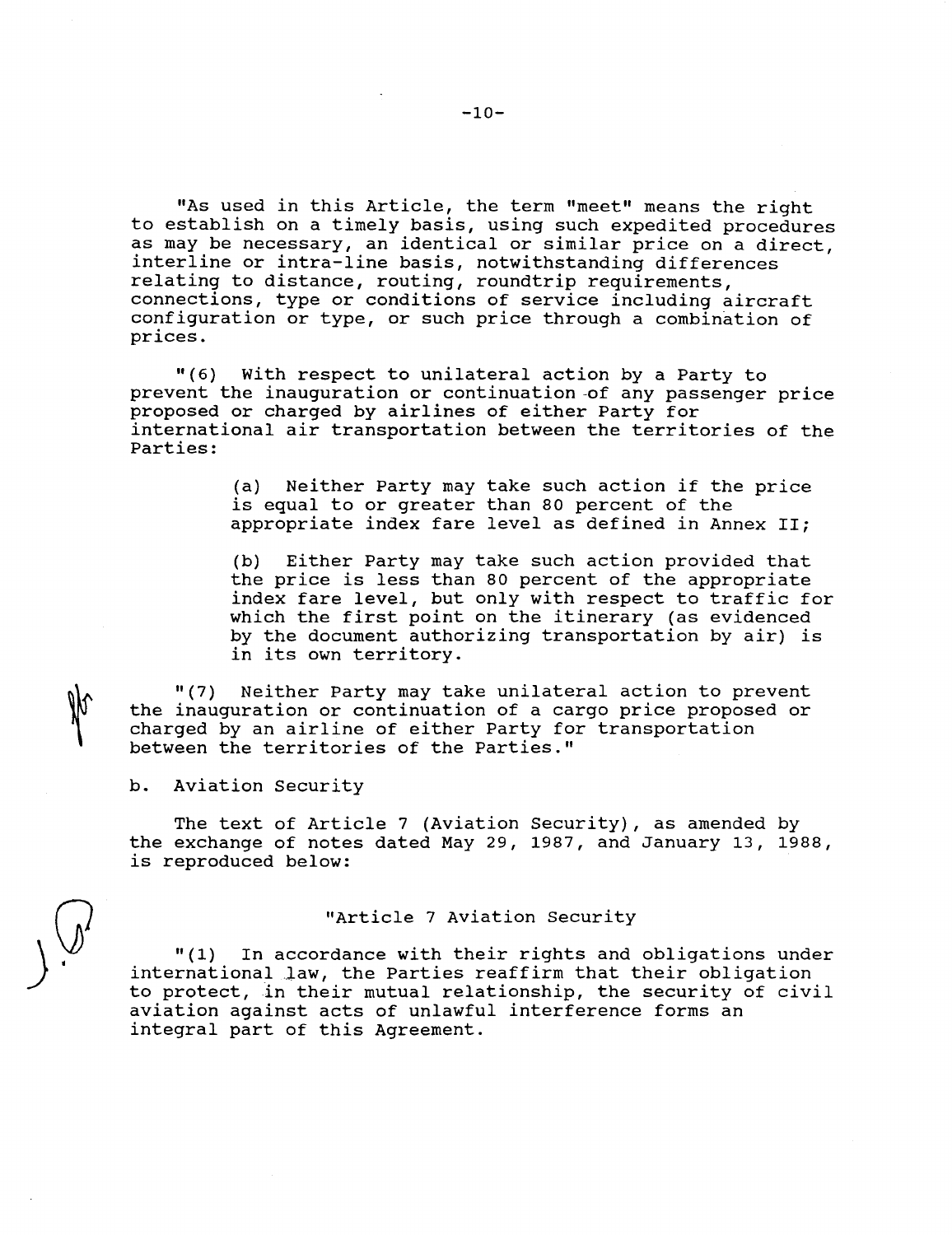"As used in this Article, the term "meet" means the right to establish on a timely basis, using such expedited procedures as may be necessary, an identical or similar price on a direct, interline or intra-line basis, notwithstanding differences relating to distance, routing, roundtrip requirements, connections, type or conditions of service including aircraft configuration or type, or such price through a combination of prices.

"(6) With respect to unilateral action by a Party to prevent the inauguration or continuation of any passenger price proposed or charged by airlines of either Party for international air transportation between the territories of the Parties:

> (a) Neither Party may take such action if the price is equal to or greater than 80 percent of the appropriate index fare level as defined in Annex II;
>
> (b) Either Party may take such action provided that the price is less than 80 percent of the appropriate index fare level, but only with respect to traffic for which the first point on the itinerary (as evidenced by the document authorizing transportation by air) is in its own territory.

"(7) Neither Party may take unilateral action to prevent the inauguration or continuation of a cargo price proposed or charged by an airline of either Party for transportation between the territories of the Parties."

b. Aviation Security

The text of Article 7 (Aviation Security), as amended by the exchange of notes dated May 29, 1987, and January 13, 1988, is reproduced below:

"Article 7 Aviation Security

"(1) In accordance with their rights and obligations under international law, the Parties reaffirm that their obligation to protect, in their mutual relationship, the security of civil aviation against acts of unlawful interference forms an integral part of this Agreement.